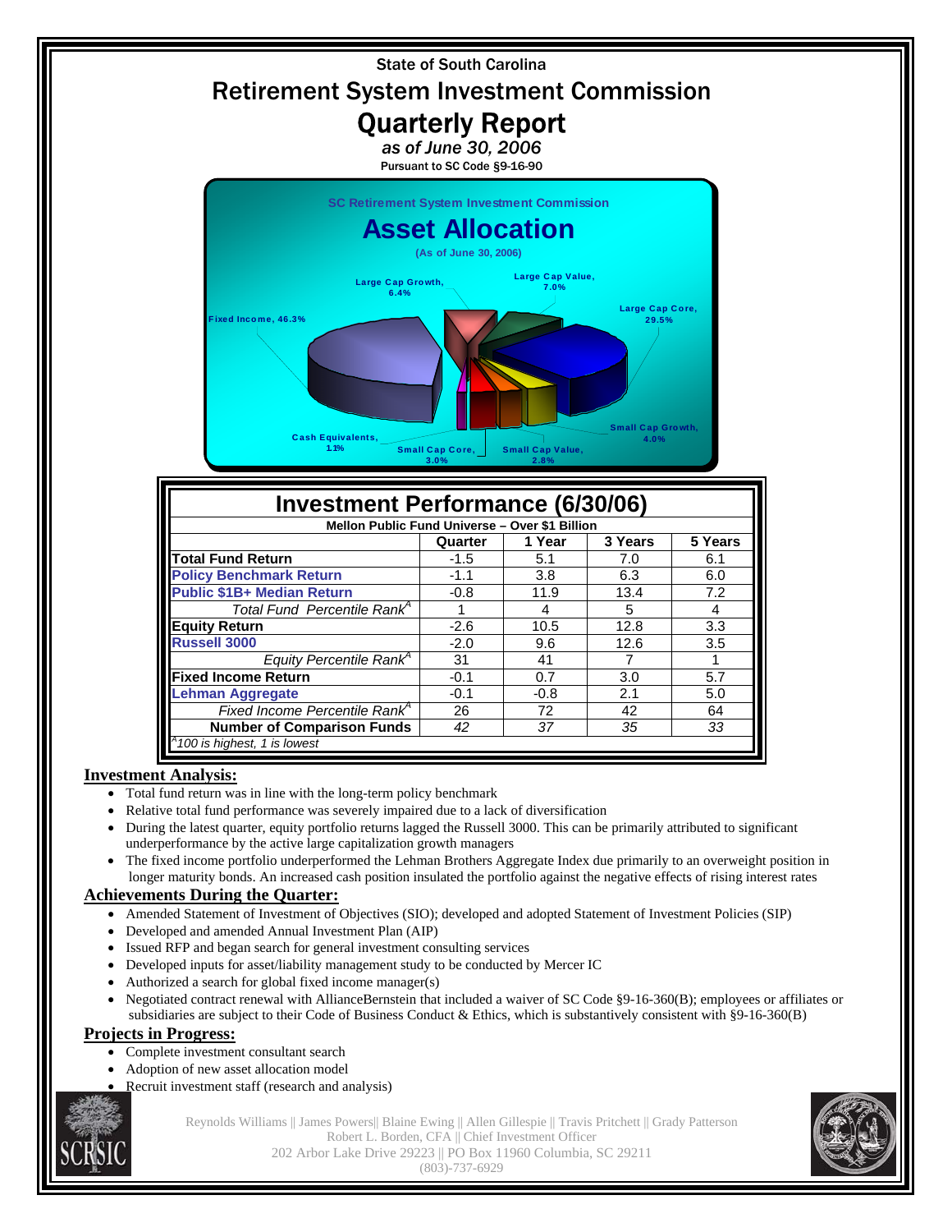State of South Carolina

# Retirement System Investment Commission

# Quarterly Report

*as of June 30, 2006*

Pursuant to SC Code §9-16-90

SC Retirement System Investment Commission

## Asset Allocation

(As of June 30, 2006)

- Fixed Income, 46.3%
- Large Cap Growth, 6.4%
- Large Cap Value, 7.0%
- Large Cap Core, 29.5%
- Small Cap Growth, 4.0%
- Small Cap Value, 2.8%
- Small Cap Core, 3.0%
- Cash Equivalents, 1.1%

## Investment Performance (6/30/06)

Mellon Public Fund Universe – Over $1 Billion

| | Quarter | 1 Year | 3 Years | 5 Years |
|---|---|---|---|---|
| **Total Fund Return** | -1.5 | 5.1 | 7.0 | 6.1 |
| **Policy Benchmark Return** | -1.1 | 3.8 | 6.3 | 6.0 |
| **Public $1B+ Median Return** | -0.8 | 11.9 | 13.4 | 7.2 |
| *Total Fund Percentile Rank[A]* | 1 | 4 | 5 | 4 |
| **Equity Return** | -2.6 | 10.5 | 12.8 | 3.3 |
| **Russell 3000** | -2.0 | 9.6 | 12.6 | 3.5 |
| *Equity Percentile Rank[A]* | 31 | 41 | 7 | 1 |
| **Fixed Income Return** | -0.1 | 0.7 | 3.0 | 5.7 |
| **Lehman Aggregate** | -0.1 | -0.8 | 2.1 | 5.0 |
| *Fixed Income Percentile Rank[A]* | 26 | 72 | 42 | 64 |
| **Number of Comparison Funds** | *42* | *37* | *35* | *33* |

*[A]100 is highest, 1 is lowest*

### Investment Analysis:

- Total fund return was in line with the long-term policy benchmark
- Relative total fund performance was severely impaired due to a lack of diversification
- During the latest quarter, equity portfolio returns lagged the Russell 3000. This can be primarily attributed to significant underperformance by the active large capitalization growth managers
- The fixed income portfolio underperformed the Lehman Brothers Aggregate Index due primarily to an overweight position in longer maturity bonds. An increased cash position insulated the portfolio against the negative effects of rising interest rates

### Achievements During the Quarter:

- Amended Statement of Investment of Objectives (SIO); developed and adopted Statement of Investment Policies (SIP)
- Developed and amended Annual Investment Plan (AIP)
- Issued RFP and began search for general investment consulting services
- Developed inputs for asset/liability management study to be conducted by Mercer IC
- Authorized a search for global fixed income manager(s)
- Negotiated contract renewal with AllianceBernstein that included a waiver of SC Code §9-16-360(B); employees or affiliates or subsidiaries are subject to their Code of Business Conduct & Ethics, which is substantively consistent with §9-16-360(B)

### Projects in Progress:

- Complete investment consultant search
- Adoption of new asset allocation model
- Recruit investment staff (research and analysis)

Reynolds Williams || James Powers|| Blaine Ewing || Allen Gillespie || Travis Pritchett || Grady Patterson
Robert L. Borden, CFA || Chief Investment Officer
202 Arbor Lake Drive 29223 || PO Box 11960 Columbia, SC 29211
(803)-737-6929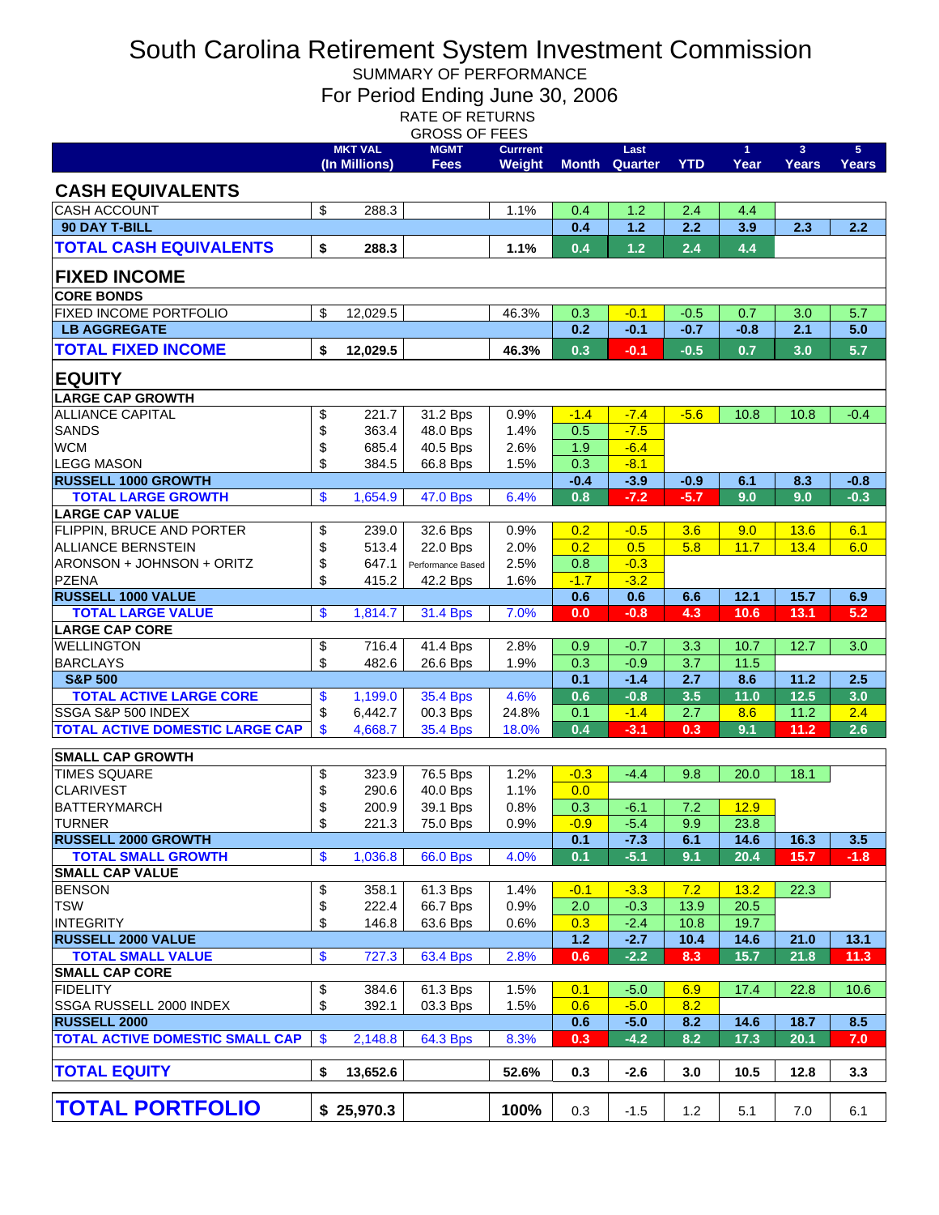# South Carolina Retirement System Investment Commission

SUMMARY OF PERFORMANCE

For Period Ending June 30, 2006

RATE OF RETURNS

GROSS OF FEES

| | MKT VAL (In Millions) | MGMT Fees | Currrent Weight | Month | Last Quarter | YTD | 1 Year | 3 Years | 5 Years |
|---|---|---|---|---|---|---|---|---|---|
| **CASH EQUIVALENTS** | | | | | | | | | |
| CASH ACCOUNT | $ 288.3 | | 1.1% | 0.4 | 1.2 | 2.4 | 4.4 | | |
| **90 DAY T-BILL** | | | | **0.4** | **1.2** | **2.2** | **3.9** | **2.3** | **2.2** |
| **TOTAL CASH EQUIVALENTS** | **$ 288.3** | | **1.1%** | **0.4** | **1.2** | **2.4** | **4.4** | | |
| **FIXED INCOME** | | | | | | | | | |
| **CORE BONDS** | | | | | | | | | |
| FIXED INCOME PORTFOLIO | $ 12,029.5 | | 46.3% | 0.3 | -0.1 | -0.5 | 0.7 | 3.0 | 5.7 |
| **LB AGGREGATE** | | | | **0.2** | **-0.1** | **-0.7** | **-0.8** | **2.1** | **5.0** |
| **TOTAL FIXED INCOME** | **$ 12,029.5** | | **46.3%** | **0.3** | **-0.1** | **-0.5** | **0.7** | **3.0** | **5.7** |
| **EQUITY** | | | | | | | | | |
| **LARGE CAP GROWTH** | | | | | | | | | |
| ALLIANCE CAPITAL | $ 221.7 | 31.2 Bps | 0.9% | -1.4 | -7.4 | -5.6 | 10.8 | 10.8 | -0.4 |
| SANDS | $ 363.4 | 48.0 Bps | 1.4% | 0.5 | -7.5 | | | | |
| WCM | $ 685.4 | 40.5 Bps | 2.6% | 1.9 | -6.4 | | | | |
| LEGG MASON | $ 384.5 | 66.8 Bps | 1.5% | 0.3 | -8.1 | | | | |
| **RUSSELL 1000 GROWTH** | | | | **-0.4** | **-3.9** | **-0.9** | **6.1** | **8.3** | **-0.8** |
| **TOTAL LARGE GROWTH** | $ 1,654.9 | 47.0 Bps | 6.4% | **0.8** | **-7.2** | **-5.7** | **9.0** | **9.0** | **-0.3** |
| **LARGE CAP VALUE** | | | | | | | | | |
| FLIPPIN, BRUCE AND PORTER | $ 239.0 | 32.6 Bps | 0.9% | 0.2 | -0.5 | 3.6 | 9.0 | 13.6 | 6.1 |
| ALLIANCE BERNSTEIN | $ 513.4 | 22.0 Bps | 2.0% | 0.2 | 0.5 | 5.8 | 11.7 | 13.4 | 6.0 |
| ARONSON + JOHNSON + ORITZ | $ 647.1 | Performance Based | 2.5% | 0.8 | -0.3 | | | | |
| PZENA | $ 415.2 | 42.2 Bps | 1.6% | -1.7 | -3.2 | | | | |
| **RUSSELL 1000 VALUE** | | | | **0.6** | **0.6** | **6.6** | **12.1** | **15.7** | **6.9** |
| **TOTAL LARGE VALUE** | $ 1,814.7 | 31.4 Bps | 7.0% | **0.0** | **-0.8** | **4.3** | **10.6** | **13.1** | **5.2** |
| **LARGE CAP CORE** | | | | | | | | | |
| WELLINGTON | $ 716.4 | 41.4 Bps | 2.8% | 0.9 | -0.7 | 3.3 | 10.7 | 12.7 | 3.0 |
| BARCLAYS | $ 482.6 | 26.6 Bps | 1.9% | 0.3 | -0.9 | 3.7 | 11.5 | | |
| **S&P 500** | | | | **0.1** | **-1.4** | **2.7** | **8.6** | **11.2** | **2.5** |
| **TOTAL ACTIVE LARGE CORE** | $ 1,199.0 | 35.4 Bps | 4.6% | **0.6** | **-0.8** | **3.5** | **11.0** | **12.5** | **3.0** |
| SSGA S&P 500 INDEX | $ 6,442.7 | 00.3 Bps | 24.8% | 0.1 | -1.4 | 2.7 | 8.6 | 11.2 | 2.4 |
| **TOTAL ACTIVE DOMESTIC LARGE CAP** | $ 4,668.7 | 35.4 Bps | 18.0% | **0.4** | **-3.1** | **0.3** | **9.1** | **11.2** | **2.6** |
| **SMALL CAP GROWTH** | | | | | | | | | |
| TIMES SQUARE | $ 323.9 | 76.5 Bps | 1.2% | -0.3 | -4.4 | 9.8 | 20.0 | 18.1 | |
| CLARIVEST | $ 290.6 | 40.0 Bps | 1.1% | 0.0 | | | | | |
| BATTERYMARCH | $ 200.9 | 39.1 Bps | 0.8% | 0.3 | -6.1 | 7.2 | 12.9 | | |
| TURNER | $ 221.3 | 75.0 Bps | 0.9% | -0.9 | -5.4 | 9.9 | 23.8 | | |
| **RUSSELL 2000 GROWTH** | | | | **0.1** | **-7.3** | **6.1** | **14.6** | **16.3** | **3.5** |
| **TOTAL SMALL GROWTH** | $ 1,036.8 | 66.0 Bps | 4.0% | **0.1** | **-5.1** | **9.1** | **20.4** | **15.7** | **-1.8** |
| **SMALL CAP VALUE** | | | | | | | | | |
| BENSON | $ 358.1 | 61.3 Bps | 1.4% | -0.1 | -3.3 | 7.2 | 13.2 | 22.3 | |
| TSW | $ 222.4 | 66.7 Bps | 0.9% | 2.0 | -0.3 | 13.9 | 20.5 | | |
| INTEGRITY | $ 146.8 | 63.6 Bps | 0.6% | 0.3 | -2.4 | 10.8 | 19.7 | | |
| **RUSSELL 2000 VALUE** | | | | **1.2** | **-2.7** | **10.4** | **14.6** | **21.0** | **13.1** |
| **TOTAL SMALL VALUE** | $ 727.3 | 63.4 Bps | 2.8% | **0.6** | **-2.2** | **8.3** | **15.7** | **21.8** | **11.3** |
| **SMALL CAP CORE** | | | | | | | | | |
| FIDELITY | $ 384.6 | 61.3 Bps | 1.5% | 0.1 | -5.0 | 6.9 | 17.4 | 22.8 | 10.6 |
| SSGA RUSSELL 2000 INDEX | $ 392.1 | 03.3 Bps | 1.5% | 0.6 | -5.0 | 8.2 | | | |
| **RUSSELL 2000** | | | | **0.6** | **-5.0** | **8.2** | **14.6** | **18.7** | **8.5** |
| **TOTAL ACTIVE DOMESTIC SMALL CAP** | $ 2,148.8 | 64.3 Bps | 8.3% | **0.3** | **-4.2** | **8.2** | **17.3** | **20.1** | **7.0** |
| **TOTAL EQUITY** | **$ 13,652.6** | | **52.6%** | **0.3** | **-2.6** | **3.0** | **10.5** | **12.8** | **3.3** |
| **TOTAL PORTFOLIO** | **$ 25,970.3** | | **100%** | 0.3 | -1.5 | 1.2 | 5.1 | 7.0 | 6.1 |